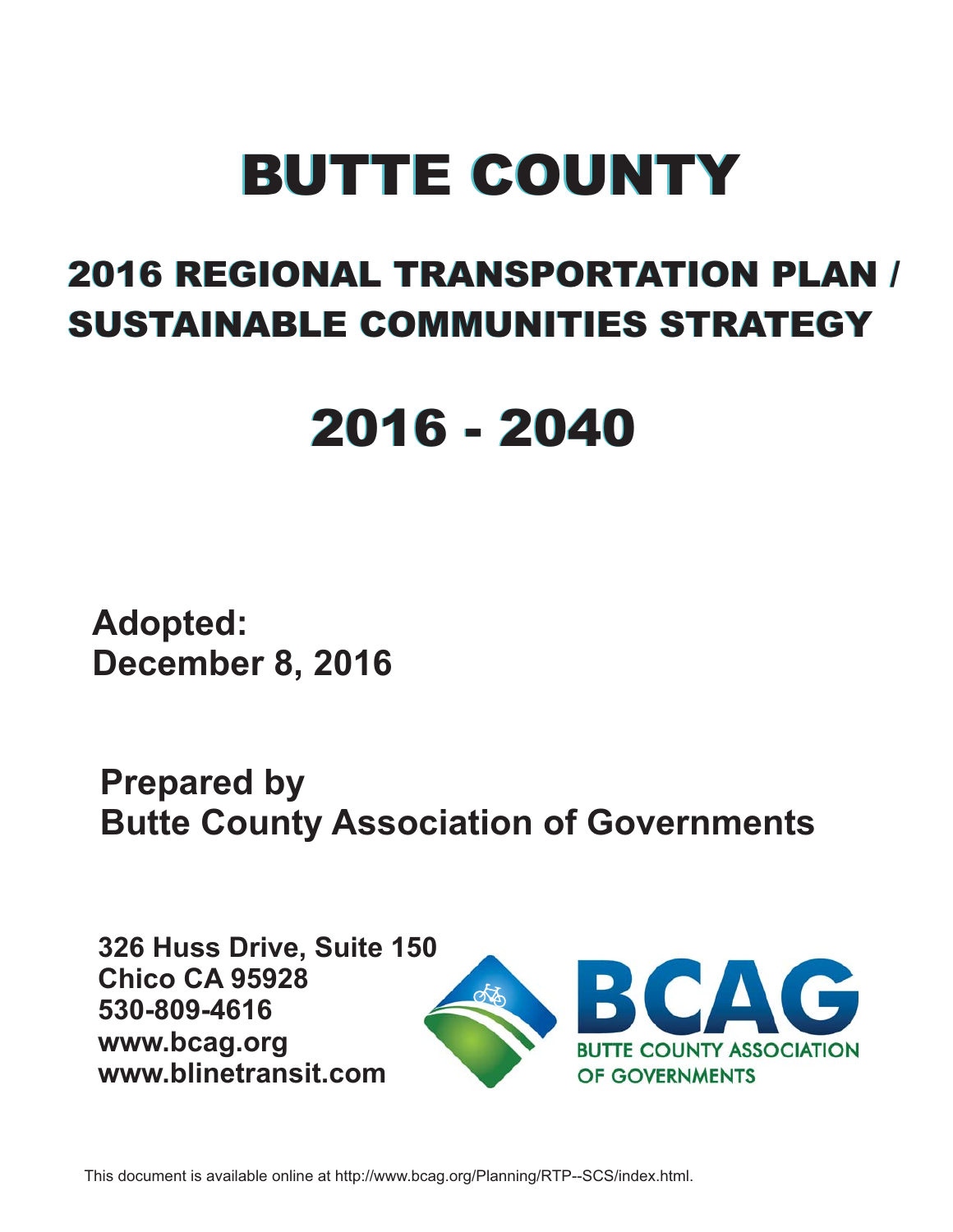# BUTTE COUNTY

## 2016 REGIONAL TRANSPORTATION PLAN / SUSTAINABLE COMMUNITIES STRATEGY

# 2016 - 2040

**Adopted:**
**December 8, 2016**

**Prepared by**
**Butte County Association of Governments**

**326 Huss Drive, Suite 150**
**Chico CA 95928**
**530-809-4616**
**www.bcag.org**
**www.blinetransit.com**

BCAG
BUTTE COUNTY ASSOCIATION OF GOVERNMENTS

This document is available online at http://www.bcag.org/Planning/RTP--SCS/index.html.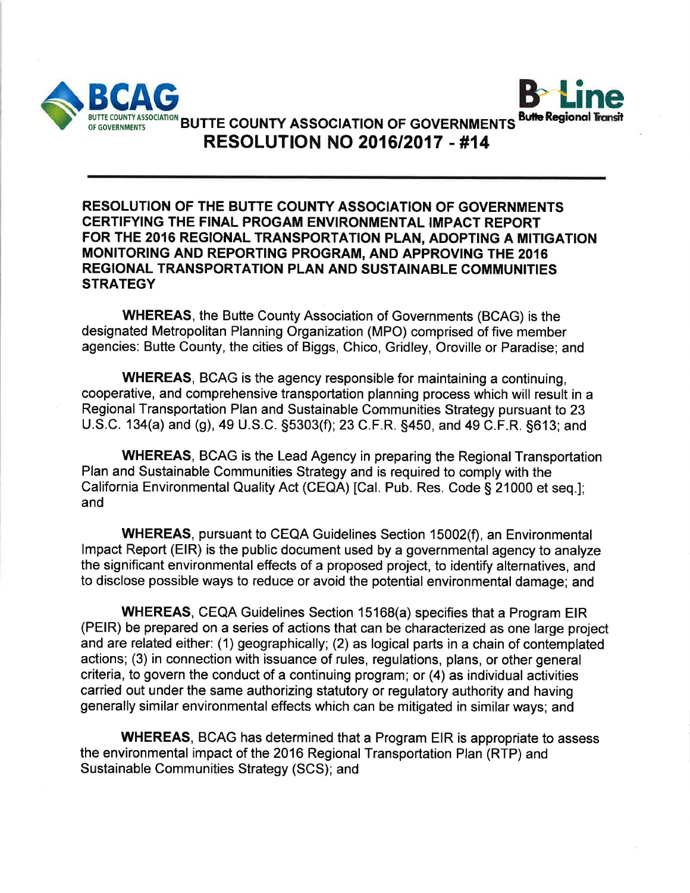BUTTE COUNTY ASSOCIATION OF GOVERNMENTS

# RESOLUTION NO 2016/2017 - #14

---

**RESOLUTION OF THE BUTTE COUNTY ASSOCIATION OF GOVERNMENTS CERTIFYING THE FINAL PROGAM ENVIRONMENTAL IMPACT REPORT FOR THE 2016 REGIONAL TRANSPORTATION PLAN, ADOPTING A MITIGATION MONITORING AND REPORTING PROGRAM, AND APPROVING THE 2016 REGIONAL TRANSPORTATION PLAN AND SUSTAINABLE COMMUNITIES STRATEGY**

**WHEREAS**, the Butte County Association of Governments (BCAG) is the designated Metropolitan Planning Organization (MPO) comprised of five member agencies: Butte County, the cities of Biggs, Chico, Gridley, Oroville or Paradise; and

**WHEREAS**, BCAG is the agency responsible for maintaining a continuing, cooperative, and comprehensive transportation planning process which will result in a Regional Transportation Plan and Sustainable Communities Strategy pursuant to 23 U.S.C. 134(a) and (g), 49 U.S.C. §5303(f); 23 C.F.R. §450, and 49 C.F.R. §613; and

**WHEREAS**, BCAG is the Lead Agency in preparing the Regional Transportation Plan and Sustainable Communities Strategy and is required to comply with the California Environmental Quality Act (CEQA) [Cal. Pub. Res. Code § 21000 et seq.]; and

**WHEREAS**, pursuant to CEQA Guidelines Section 15002(f), an Environmental Impact Report (EIR) is the public document used by a governmental agency to analyze the significant environmental effects of a proposed project, to identify alternatives, and to disclose possible ways to reduce or avoid the potential environmental damage; and

**WHEREAS**, CEQA Guidelines Section 15168(a) specifies that a Program EIR (PEIR) be prepared on a series of actions that can be characterized as one large project and are related either: (1) geographically; (2) as logical parts in a chain of contemplated actions; (3) in connection with issuance of rules, regulations, plans, or other general criteria, to govern the conduct of a continuing program; or (4) as individual activities carried out under the same authorizing statutory or regulatory authority and having generally similar environmental effects which can be mitigated in similar ways; and

**WHEREAS**, BCAG has determined that a Program EIR is appropriate to assess the environmental impact of the 2016 Regional Transportation Plan (RTP) and Sustainable Communities Strategy (SCS); and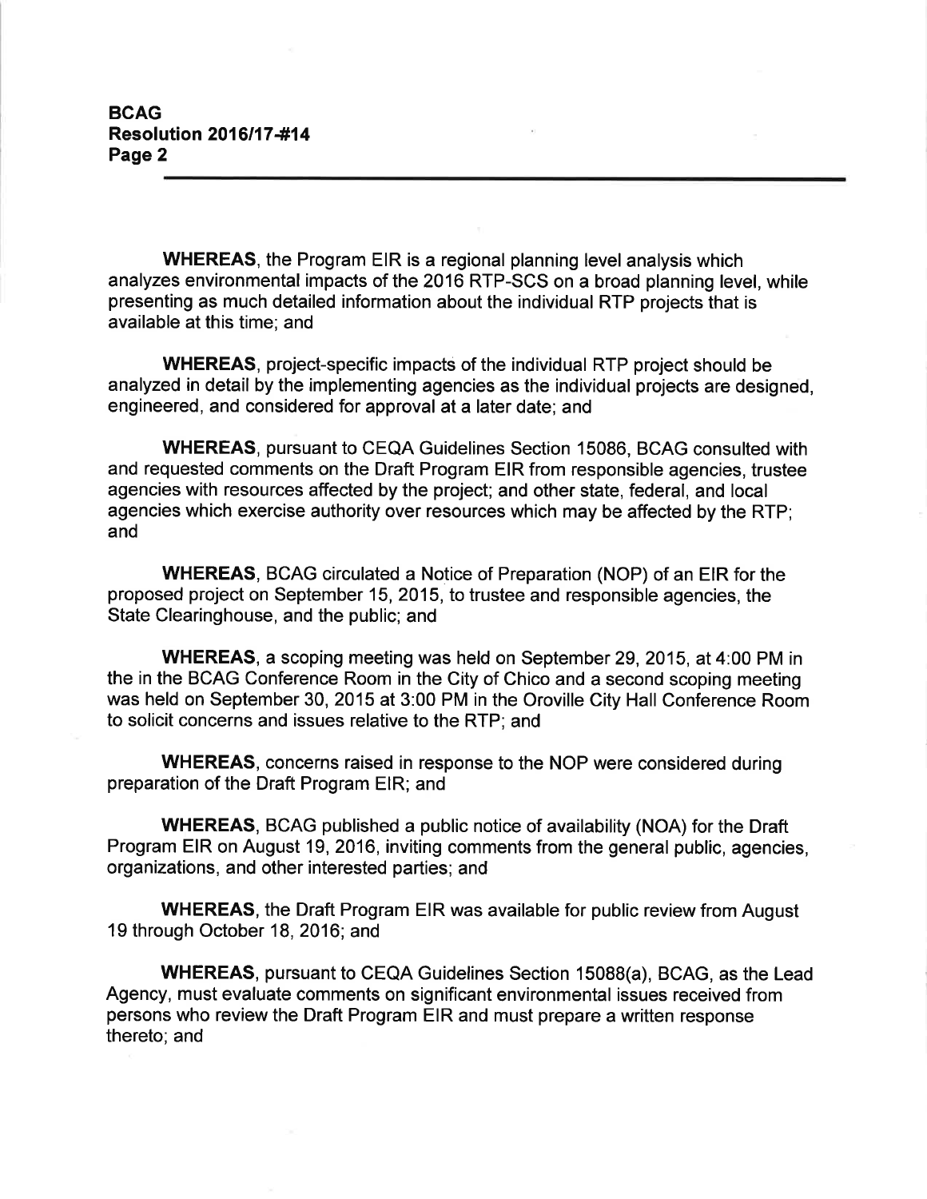**WHEREAS**, the Program EIR is a regional planning level analysis which analyzes environmental impacts of the 2016 RTP-SCS on a broad planning level, while presenting as much detailed information about the individual RTP projects that is available at this time; and

**WHEREAS**, project-specific impacts of the individual RTP project should be analyzed in detail by the implementing agencies as the individual projects are designed, engineered, and considered for approval at a later date; and

**WHEREAS**, pursuant to CEQA Guidelines Section 15086, BCAG consulted with and requested comments on the Draft Program EIR from responsible agencies, trustee agencies with resources affected by the project; and other state, federal, and local agencies which exercise authority over resources which may be affected by the RTP; and

**WHEREAS**, BCAG circulated a Notice of Preparation (NOP) of an EIR for the proposed project on September 15, 2015, to trustee and responsible agencies, the State Clearinghouse, and the public; and

**WHEREAS**, a scoping meeting was held on September 29, 2015, at 4:00 PM in the in the BCAG Conference Room in the City of Chico and a second scoping meeting was held on September 30, 2015 at 3:00 PM in the Oroville City Hall Conference Room to solicit concerns and issues relative to the RTP; and

**WHEREAS**, concerns raised in response to the NOP were considered during preparation of the Draft Program EIR; and

**WHEREAS**, BCAG published a public notice of availability (NOA) for the Draft Program EIR on August 19, 2016, inviting comments from the general public, agencies, organizations, and other interested parties; and

**WHEREAS**, the Draft Program EIR was available for public review from August 19 through October 18, 2016; and

**WHEREAS**, pursuant to CEQA Guidelines Section 15088(a), BCAG, as the Lead Agency, must evaluate comments on significant environmental issues received from persons who review the Draft Program EIR and must prepare a written response thereto; and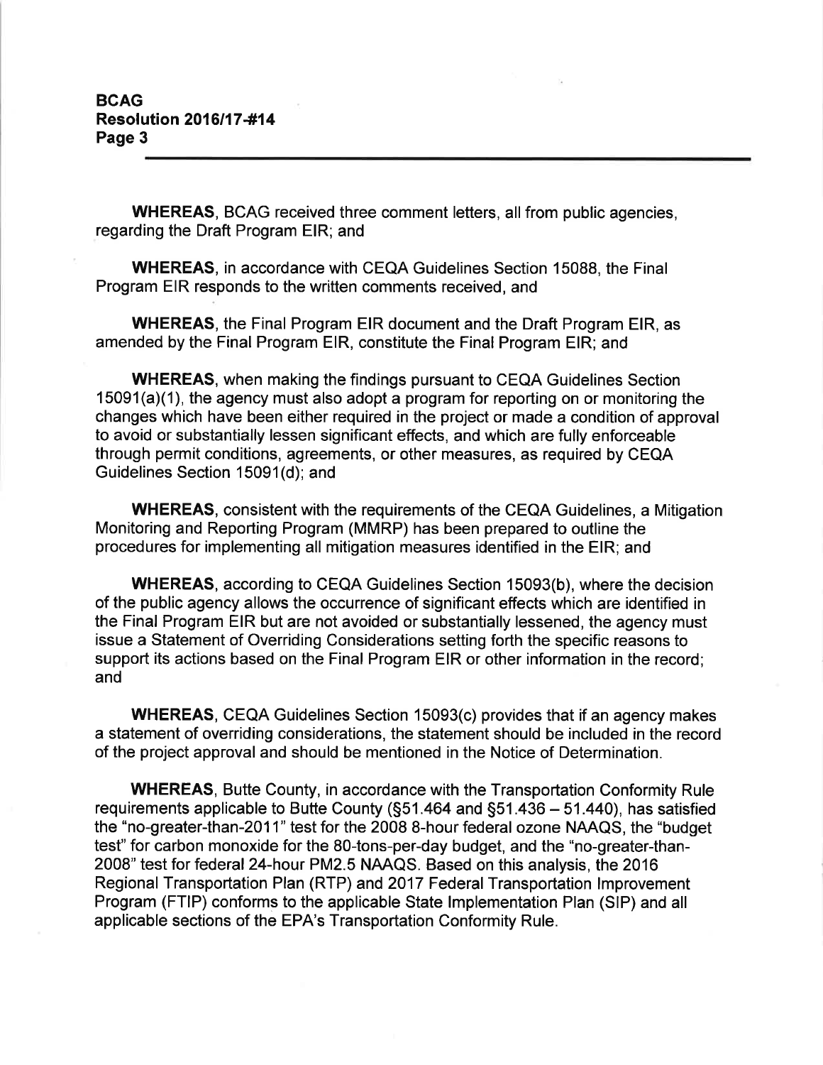**WHEREAS**, BCAG received three comment letters, all from public agencies, regarding the Draft Program EIR; and

**WHEREAS**, in accordance with CEQA Guidelines Section 15088, the Final Program EIR responds to the written comments received, and

**WHEREAS**, the Final Program EIR document and the Draft Program EIR, as amended by the Final Program EIR, constitute the Final Program EIR; and

**WHEREAS**, when making the findings pursuant to CEQA Guidelines Section 15091(a)(1), the agency must also adopt a program for reporting on or monitoring the changes which have been either required in the project or made a condition of approval to avoid or substantially lessen significant effects, and which are fully enforceable through permit conditions, agreements, or other measures, as required by CEQA Guidelines Section 15091(d); and

**WHEREAS**, consistent with the requirements of the CEQA Guidelines, a Mitigation Monitoring and Reporting Program (MMRP) has been prepared to outline the procedures for implementing all mitigation measures identified in the EIR; and

**WHEREAS**, according to CEQA Guidelines Section 15093(b), where the decision of the public agency allows the occurrence of significant effects which are identified in the Final Program EIR but are not avoided or substantially lessened, the agency must issue a Statement of Overriding Considerations setting forth the specific reasons to support its actions based on the Final Program EIR or other information in the record; and

**WHEREAS**, CEQA Guidelines Section 15093(c) provides that if an agency makes a statement of overriding considerations, the statement should be included in the record of the project approval and should be mentioned in the Notice of Determination.

**WHEREAS**, Butte County, in accordance with the Transportation Conformity Rule requirements applicable to Butte County (§51.464 and §51.436 – 51.440), has satisfied the "no-greater-than-2011" test for the 2008 8-hour federal ozone NAAQS, the "budget test" for carbon monoxide for the 80-tons-per-day budget, and the "no-greater-than-2008" test for federal 24-hour PM2.5 NAAQS. Based on this analysis, the 2016 Regional Transportation Plan (RTP) and 2017 Federal Transportation Improvement Program (FTIP) conforms to the applicable State Implementation Plan (SIP) and all applicable sections of the EPA's Transportation Conformity Rule.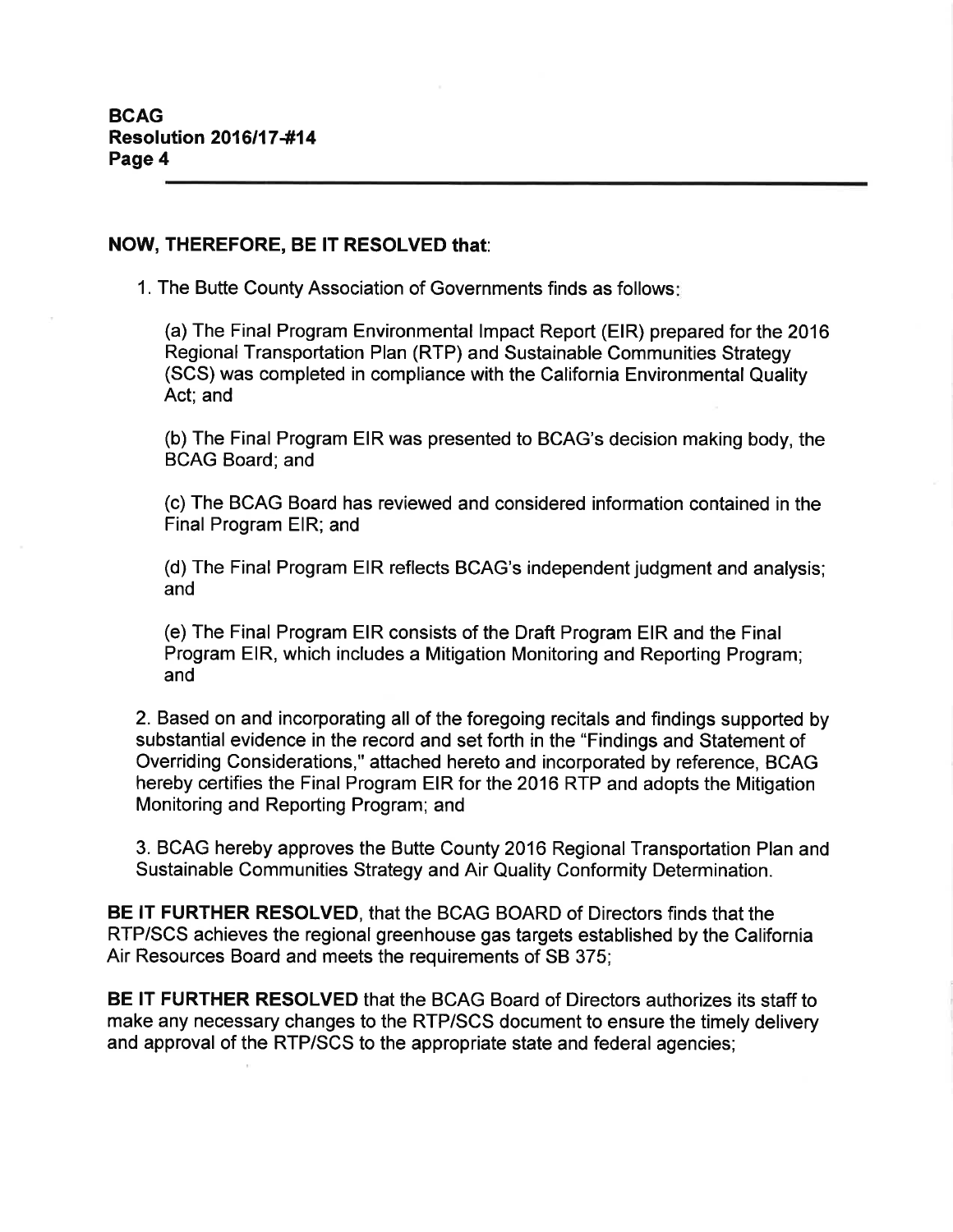**NOW, THEREFORE, BE IT RESOLVED that:**

1. The Butte County Association of Governments finds as follows:

   (a) The Final Program Environmental Impact Report (EIR) prepared for the 2016 Regional Transportation Plan (RTP) and Sustainable Communities Strategy (SCS) was completed in compliance with the California Environmental Quality Act; and

   (b) The Final Program EIR was presented to BCAG's decision making body, the BCAG Board; and

   (c) The BCAG Board has reviewed and considered information contained in the Final Program EIR; and

   (d) The Final Program EIR reflects BCAG's independent judgment and analysis; and

   (e) The Final Program EIR consists of the Draft Program EIR and the Final Program EIR, which includes a Mitigation Monitoring and Reporting Program; and

2. Based on and incorporating all of the foregoing recitals and findings supported by substantial evidence in the record and set forth in the "Findings and Statement of Overriding Considerations," attached hereto and incorporated by reference, BCAG hereby certifies the Final Program EIR for the 2016 RTP and adopts the Mitigation Monitoring and Reporting Program; and

3. BCAG hereby approves the Butte County 2016 Regional Transportation Plan and Sustainable Communities Strategy and Air Quality Conformity Determination.

**BE IT FURTHER RESOLVED**, that the BCAG BOARD of Directors finds that the RTP/SCS achieves the regional greenhouse gas targets established by the California Air Resources Board and meets the requirements of SB 375;

**BE IT FURTHER RESOLVED** that the BCAG Board of Directors authorizes its staff to make any necessary changes to the RTP/SCS document to ensure the timely delivery and approval of the RTP/SCS to the appropriate state and federal agencies;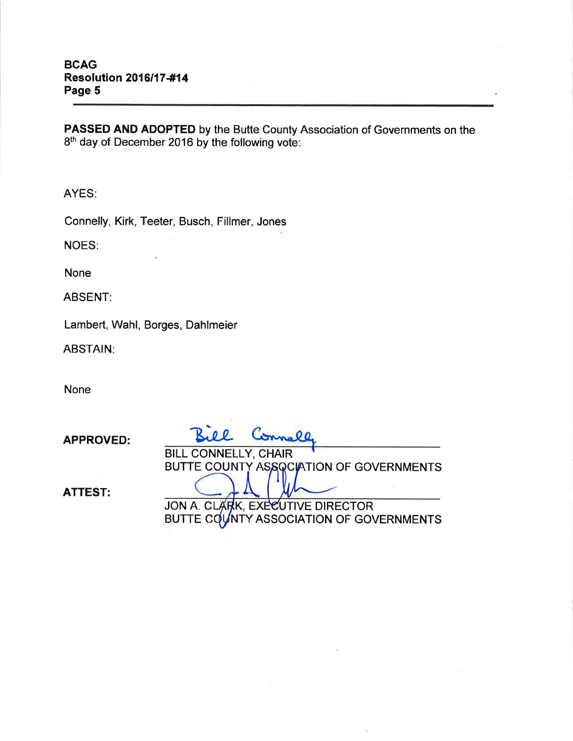**PASSED AND ADOPTED** by the Butte County Association of Governments on the 8th day of December 2016 by the following vote:

AYES:

Connelly, Kirk, Teeter, Busch, Fillmer, Jones

NOES:

None

ABSENT:

Lambert, Wahl, Borges, Dahlmeier

ABSTAIN:

None

**APPROVED:**

BILL CONNELLY, CHAIR
BUTTE COUNTY ASSOCIATION OF GOVERNMENTS

**ATTEST:**

JON A. CLARK, EXECUTIVE DIRECTOR
BUTTE COUNTY ASSOCIATION OF GOVERNMENTS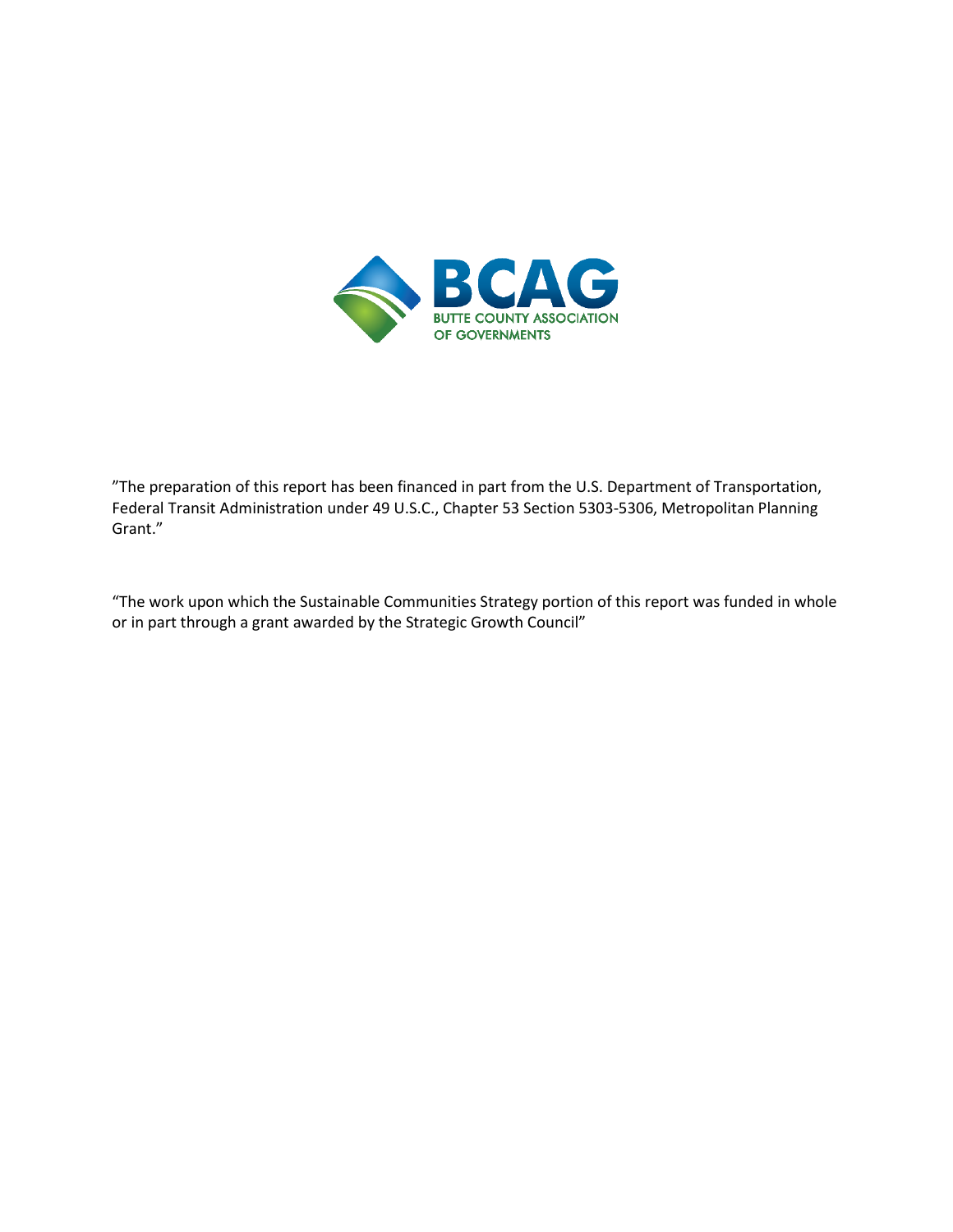BCAG
BUTTE COUNTY ASSOCIATION OF GOVERNMENTS

”The preparation of this report has been financed in part from the U.S. Department of Transportation, Federal Transit Administration under 49 U.S.C., Chapter 53 Section 5303-5306, Metropolitan Planning Grant.”

“The work upon which the Sustainable Communities Strategy portion of this report was funded in whole or in part through a grant awarded by the Strategic Growth Council”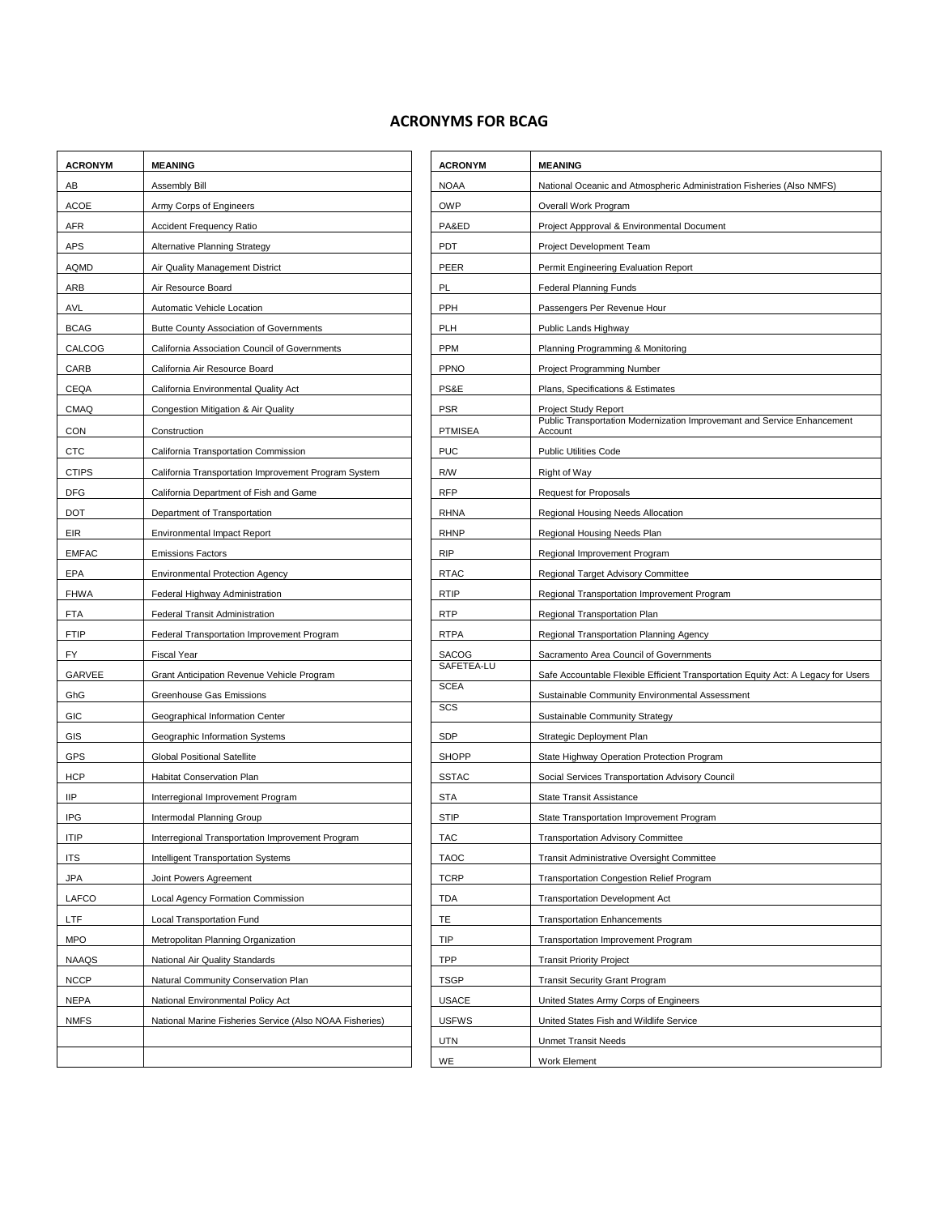# ACRONYMS FOR BCAG

| ACRONYM | MEANING |
|---|---|
| AB | Assembly Bill |
| ACOE | Army Corps of Engineers |
| AFR | Accident Frequency Ratio |
| APS | Alternative Planning Strategy |
| AQMD | Air Quality Management District |
| ARB | Air Resource Board |
| AVL | Automatic Vehicle Location |
| BCAG | Butte County Association of Governments |
| CALCOG | California Association Council of Governments |
| CARB | California Air Resource Board |
| CEQA | California Environmental Quality Act |
| CMAQ | Congestion Mitigation & Air Quality |
| CON | Construction |
| CTC | California Transportation Commission |
| CTIPS | California Transportation Improvement Program System |
| DFG | California Department of Fish and Game |
| DOT | Department of Transportation |
| EIR | Environmental Impact Report |
| EMFAC | Emissions Factors |
| EPA | Environmental Protection Agency |
| FHWA | Federal Highway Administration |
| FTA | Federal Transit Administration |
| FTIP | Federal Transportation Improvement Program |
| FY | Fiscal Year |
| GARVEE | Grant Anticipation Revenue Vehicle Program |
| GhG | Greenhouse Gas Emissions |
| GIC | Geographical Information Center |
| GIS | Geographic Information Systems |
| GPS | Global Positional Satellite |
| HCP | Habitat Conservation Plan |
| IIP | Interregional Improvement Program |
| IPG | Intermodal Planning Group |
| ITIP | Interregional Transportation Improvement Program |
| ITS | Intelligent Transportation Systems |
| JPA | Joint Powers Agreement |
| LAFCO | Local Agency Formation Commission |
| LTF | Local Transportation Fund |
| MPO | Metropolitan Planning Organization |
| NAAQS | National Air Quality Standards |
| NCCP | Natural Community Conservation Plan |
| NEPA | National Environmental Policy Act |
| NMFS | National Marine Fisheries Service (Also NOAA Fisheries) |
| | |
| | |

| ACRONYM | MEANING |
|---|---|
| NOAA | National Oceanic and Atmospheric Administration Fisheries (Also NMFS) |
| OWP | Overall Work Program |
| PA&ED | Project Appproval & Environmental Document |
| PDT | Project Development Team |
| PEER | Permit Engineering Evaluation Report |
| PL | Federal Planning Funds |
| PPH | Passengers Per Revenue Hour |
| PLH | Public Lands Highway |
| PPM | Planning Programming & Monitoring |
| PPNO | Project Programming Number |
| PS&E | Plans, Specifications & Estimates |
| PSR | Project Study Report |
| PTMISEA | Public Transportation Modernization Improvemant and Service Enhancement Account |
| PUC | Public Utilities Code |
| R/W | Right of Way |
| RFP | Request for Proposals |
| RHNA | Regional Housing Needs Allocation |
| RHNP | Regional Housing Needs Plan |
| RIP | Regional Improvement Program |
| RTAC | Regional Target Advisory Committee |
| RTIP | Regional Transportation Improvement Program |
| RTP | Regional Transportation Plan |
| RTPA | Regional Transportation Planning Agency |
| SACOG | Sacramento Area Council of Governments |
| SAFETEA-LU | Safe Accountable Flexible Efficient Transportation Equity Act: A Legacy for Users |
| SCEA | Sustainable Community Environmental Assessment |
| SCS | Sustainable Community Strategy |
| SDP | Strategic Deployment Plan |
| SHOPP | State Highway Operation Protection Program |
| SSTAC | Social Services Transportation Advisory Council |
| STA | State Transit Assistance |
| STIP | State Transportation Improvement Program |
| TAC | Transportation Advisory Committee |
| TAOC | Transit Administrative Oversight Committee |
| TCRP | Transportation Congestion Relief Program |
| TDA | Transportation Development Act |
| TE | Transportation Enhancements |
| TIP | Transportation Improvement Program |
| TPP | Transit Priority Project |
| TSGP | Transit Security Grant Program |
| USACE | United States Army Corps of Engineers |
| USFWS | United States Fish and Wildlife Service |
| UTN | Unmet Transit Needs |
| WE | Work Element |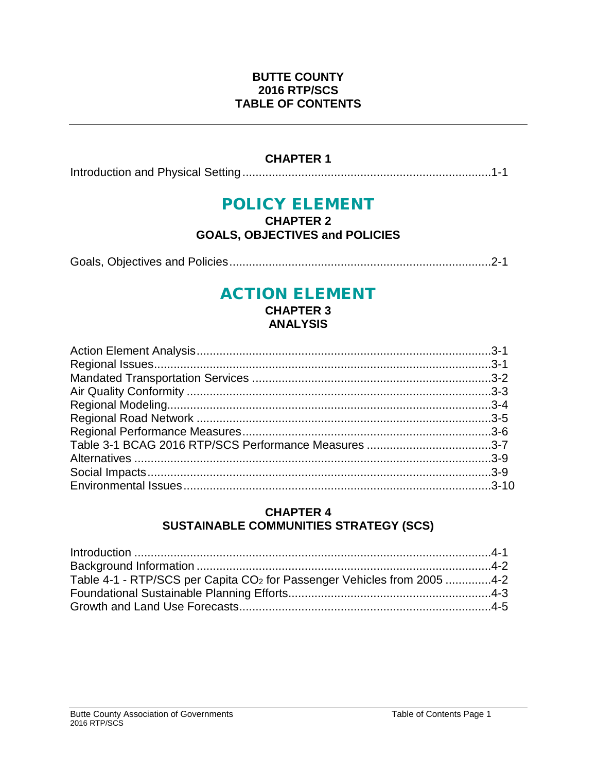# BUTTE COUNTY
# 2016 RTP/SCS
# TABLE OF CONTENTS

---

**CHAPTER 1**

Introduction and Physical Setting ........................................................................1-1

## POLICY ELEMENT

**CHAPTER 2**
**GOALS, OBJECTIVES and POLICIES**

Goals, Objectives and Policies..............................................................................2-1

## ACTION ELEMENT

**CHAPTER 3**
**ANALYSIS**

Action Element Analysis......................................................................................3-1
Regional Issues....................................................................................................3-1
Mandated Transportation Services .....................................................................3-2
Air Quality Conformity .........................................................................................3-3
Regional Modeling...............................................................................................3-4
Regional Road Network .......................................................................................3-5
Regional Performance Measures.........................................................................3-6
Table 3-1 BCAG 2016 RTP/SCS Performance Measures ....................................3-7
Alternatives ..........................................................................................................3-9
Social Impacts......................................................................................................3-9
Environmental Issues...........................................................................................3-10

**CHAPTER 4**
**SUSTAINABLE COMMUNITIES STRATEGY (SCS)**

Introduction ..........................................................................................................4-1
Background Information ......................................................................................4-2
Table 4-1 - RTP/SCS per Capita $CO_2$ for Passenger Vehicles from 2005 ..............4-2
Foundational Sustainable Planning Efforts...........................................................4-3
Growth and Land Use Forecasts..........................................................................4-5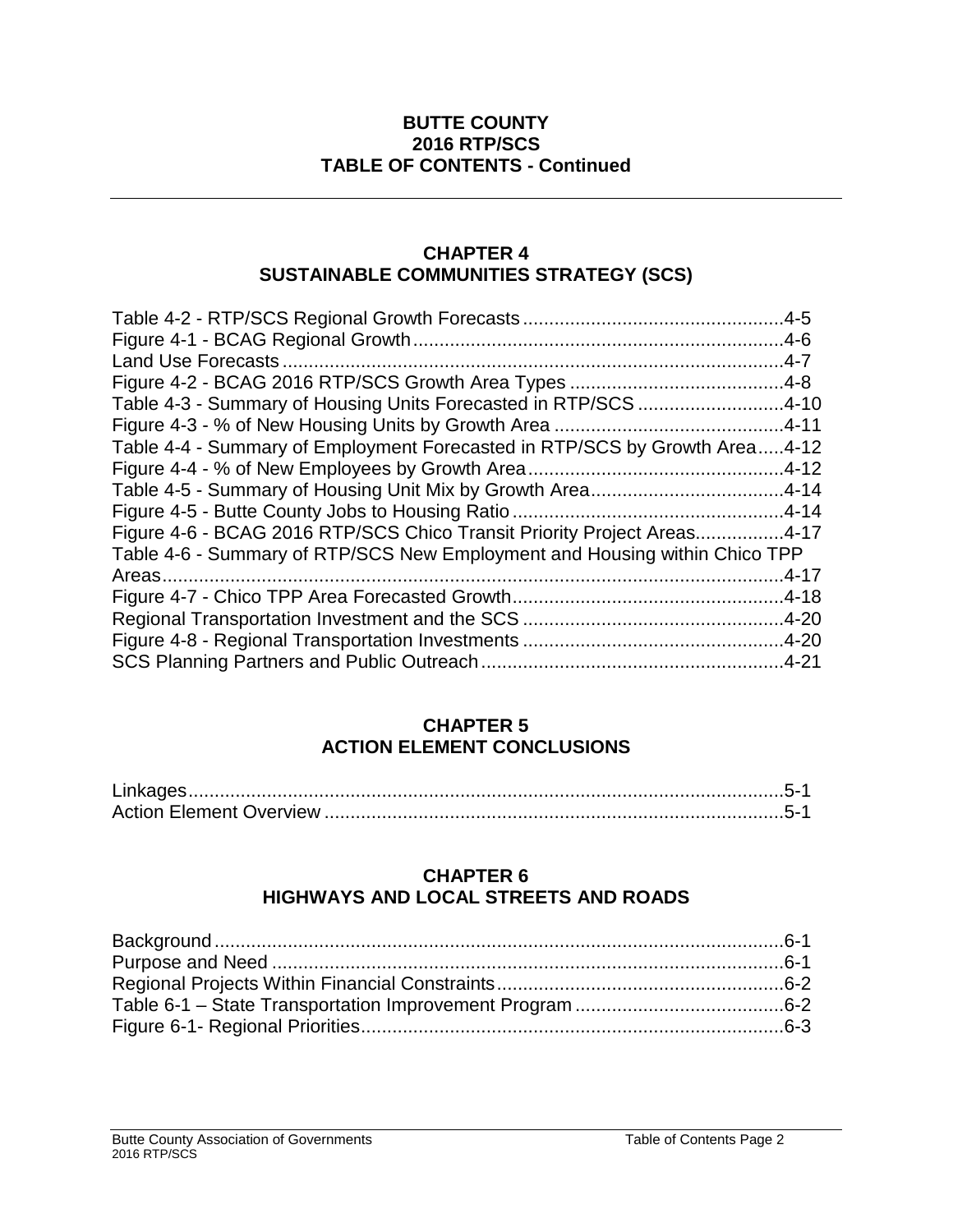**BUTTE COUNTY**
**2016 RTP/SCS**
**TABLE OF CONTENTS - Continued**

## CHAPTER 4
## SUSTAINABLE COMMUNITIES STRATEGY (SCS)

Table 4-2 - RTP/SCS Regional Growth Forecasts....................................................4-5
Figure 4-1 - BCAG Regional Growth.......................................................................4-6
Land Use Forecasts.................................................................................................4-7
Figure 4-2 - BCAG 2016 RTP/SCS Growth Area Types ..........................................4-8
Table 4-3 - Summary of Housing Units Forecasted in RTP/SCS ............................4-10
Figure 4-3 - % of New Housing Units by Growth Area ............................................4-11
Table 4-4 - Summary of Employment Forecasted in RTP/SCS by Growth Area.....4-12
Figure 4-4 - % of New Employees by Growth Area.................................................4-12
Table 4-5 - Summary of Housing Unit Mix by Growth Area.....................................4-14
Figure 4-5 - Butte County Jobs to Housing Ratio....................................................4-14
Figure 4-6 - BCAG 2016 RTP/SCS Chico Transit Priority Project Areas.................4-17
Table 4-6 - Summary of RTP/SCS New Employment and Housing within Chico TPP Areas.........................................................................................................4-17
Figure 4-7 - Chico TPP Area Forecasted Growth....................................................4-18
Regional Transportation Investment and the SCS ..................................................4-20
Figure 4-8 - Regional Transportation Investments ..................................................4-20
SCS Planning Partners and Public Outreach..........................................................4-21

## CHAPTER 5
## ACTION ELEMENT CONCLUSIONS

Linkages...................................................................................................................5-1
Action Element Overview ........................................................................................5-1

## CHAPTER 6
## HIGHWAYS AND LOCAL STREETS AND ROADS

Background..............................................................................................................6-1
Purpose and Need ...................................................................................................6-1
Regional Projects Within Financial Constraints.......................................................6-2
Table 6-1 – State Transportation Improvement Program........................................6-2
Figure 6-1- Regional Priorities..................................................................................6-3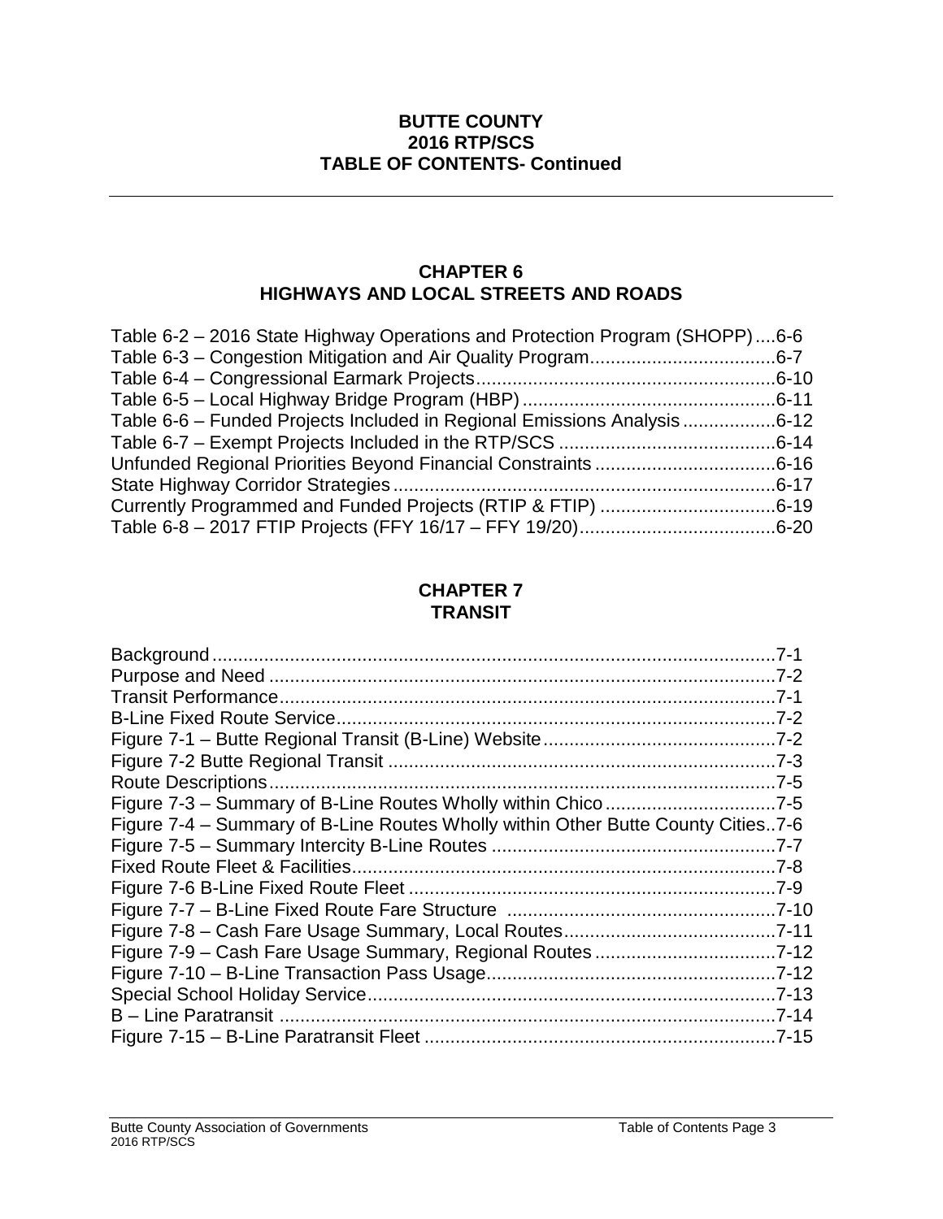# BUTTE COUNTY
# 2016 RTP/SCS
# TABLE OF CONTENTS- Continued

## CHAPTER 6
## HIGHWAYS AND LOCAL STREETS AND ROADS

Table 6-2 – 2016 State Highway Operations and Protection Program (SHOPP)....6-6
Table 6-3 – Congestion Mitigation and Air Quality Program....................................6-7
Table 6-4 – Congressional Earmark Projects..........................................................6-10
Table 6-5 – Local Highway Bridge Program (HBP) .................................................6-11
Table 6-6 – Funded Projects Included in Regional Emissions Analysis ..................6-12
Table 6-7 – Exempt Projects Included in the RTP/SCS ..........................................6-14
Unfunded Regional Priorities Beyond Financial Constraints ...................................6-16
State Highway Corridor Strategies..........................................................................6-17
Currently Programmed and Funded Projects (RTIP & FTIP) ..................................6-19
Table 6-8 – 2017 FTIP Projects (FFY 16/17 – FFY 19/20)......................................6-20

## CHAPTER 7
## TRANSIT

Background..............................................................................................................7-1
Purpose and Need ...................................................................................................7-2
Transit Performance.................................................................................................7-1
B-Line Fixed Route Service.....................................................................................7-2
Figure 7-1 – Butte Regional Transit (B-Line) Website.............................................7-2
Figure 7-2 Butte Regional Transit ...........................................................................7-3
Route Descriptions...................................................................................................7-5
Figure 7-3 – Summary of B-Line Routes Wholly within Chico.................................7-5
Figure 7-4 – Summary of B-Line Routes Wholly within Other Butte County Cities..7-6
Figure 7-5 – Summary Intercity B-Line Routes .......................................................7-7
Fixed Route Fleet & Facilities...................................................................................7-8
Figure 7-6 B-Line Fixed Route Fleet .......................................................................7-9
Figure 7-7 – B-Line Fixed Route Fare Structure ....................................................7-10
Figure 7-8 – Cash Fare Usage Summary, Local Routes.........................................7-11
Figure 7-9 – Cash Fare Usage Summary, Regional Routes ...................................7-12
Figure 7-10 – B-Line Transaction Pass Usage........................................................7-12
Special School Holiday Service...............................................................................7-13
B – Line Paratransit .................................................................................................7-14
Figure 7-15 – B-Line Paratransit Fleet ....................................................................7-15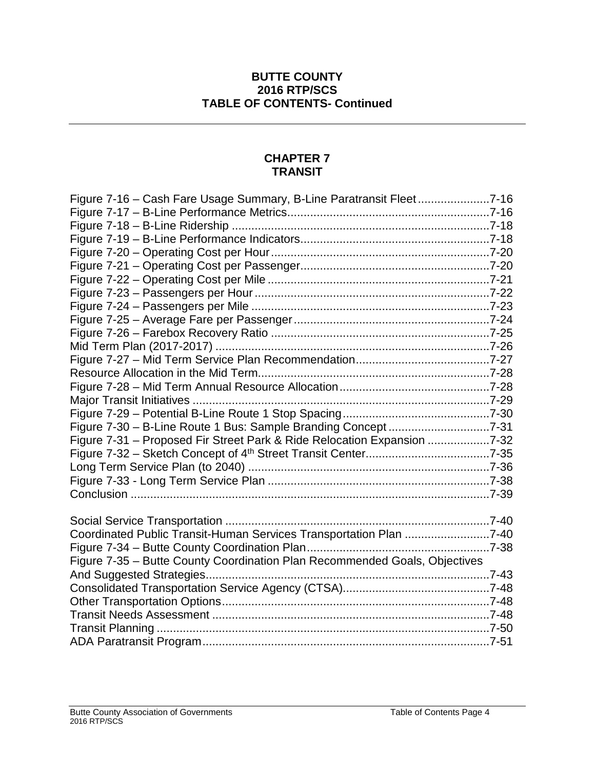**BUTTE COUNTY**
**2016 RTP/SCS**
**TABLE OF CONTENTS- Continued**

---

## CHAPTER 7
## TRANSIT

Figure 7-16 – Cash Fare Usage Summary, B-Line Paratransit Fleet......................7-16
Figure 7-17 – B-Line Performance Metrics..............................................................7-16
Figure 7-18 – B-Line Ridership ...............................................................................7-18
Figure 7-19 – B-Line Performance Indicators..........................................................7-18
Figure 7-20 – Operating Cost per Hour...................................................................7-20
Figure 7-21 – Operating Cost per Passenger..........................................................7-20
Figure 7-22 – Operating Cost per Mile ....................................................................7-21
Figure 7-23 – Passengers per Hour ........................................................................7-22
Figure 7-24 – Passengers per Mile .........................................................................7-23
Figure 7-25 – Average Fare per Passenger............................................................7-24
Figure 7-26 – Farebox Recovery Ratio ...................................................................7-25
Mid Term Plan (2017-2017) ....................................................................................7-26
Figure 7-27 – Mid Term Service Plan Recommendation.........................................7-27
Resource Allocation in the Mid Term.......................................................................7-28
Figure 7-28 – Mid Term Annual Resource Allocation..............................................7-28
Major Transit Initiatives ...........................................................................................7-29
Figure 7-29 – Potential B-Line Route 1 Stop Spacing.............................................7-30
Figure 7-30 – B-Line Route 1 Bus: Sample Branding Concept ...............................7-31
Figure 7-31 – Proposed Fir Street Park & Ride Relocation Expansion ...................7-32
Figure 7-32 – Sketch Concept of 4th Street Transit Center......................................7-35
Long Term Service Plan (to 2040) ..........................................................................7-36
Figure 7-33 - Long Term Service Plan ....................................................................7-38
Conclusion ..............................................................................................................7-39

Social Service Transportation .................................................................................7-40
Coordinated Public Transit-Human Services Transportation Plan ..........................7-40
Figure 7-34 – Butte County Coordination Plan........................................................7-38
Figure 7-35 – Butte County Coordination Plan Recommended Goals, Objectives And Suggested Strategies.......................................................................................7-43
Consolidated Transportation Service Agency (CTSA).............................................7-48
Other Transportation Options..................................................................................7-48
Transit Needs Assessment .....................................................................................7-48
Transit Planning ......................................................................................................7-50
ADA Paratransit Program........................................................................................7-51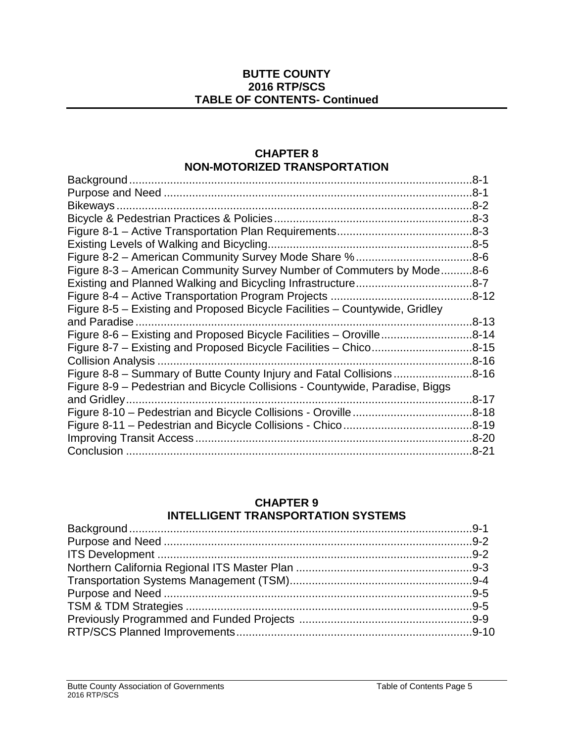**BUTTE COUNTY**
**2016 RTP/SCS**
**TABLE OF CONTENTS- Continued**

## CHAPTER 8
## NON-MOTORIZED TRANSPORTATION

Background ....................................................................................................8-1
Purpose and Need ..........................................................................................8-1
Bikeways .........................................................................................................8-2
Bicycle & Pedestrian Practices & Policies ......................................................8-3
Figure 8-1 – Active Transportation Plan Requirements ..................................8-3
Existing Levels of Walking and Bicycling .......................................................8-5
Figure 8-2 – American Community Survey Mode Share % ............................8-6
Figure 8-3 – American Community Survey Number of Commuters by Mode ..........8-6
Existing and Planned Walking and Bicycling Infrastructure ............................8-7
Figure 8-4 – Active Transportation Program Projects ....................................8-12
Figure 8-5 – Existing and Proposed Bicycle Facilities – Countywide, Gridley and Paradise ......................................................................................................8-13
Figure 8-6 – Existing and Proposed Bicycle Facilities – Oroville ...................8-14
Figure 8-7 – Existing and Proposed Bicycle Facilities – Chico .......................8-15
Collision Analysis ..........................................................................................8-16
Figure 8-8 – Summary of Butte County Injury and Fatal Collisions ................8-16
Figure 8-9 – Pedestrian and Bicycle Collisions - Countywide, Paradise, Biggs and Gridley ....................................................................................................8-17
Figure 8-10 – Pedestrian and Bicycle Collisions - Oroville .............................8-18
Figure 8-11 – Pedestrian and Bicycle Collisions - Chico ................................8-19
Improving Transit Access ..............................................................................8-20
Conclusion ....................................................................................................8-21

## CHAPTER 9
## INTELLIGENT TRANSPORTATION SYSTEMS

Background ....................................................................................................9-1
Purpose and Need ..........................................................................................9-2
ITS Development ...........................................................................................9-2
Northern California Regional ITS Master Plan ...............................................9-3
Transportation Systems Management (TSM) .................................................9-4
Purpose and Need ..........................................................................................9-5
TSM & TDM Strategies ...................................................................................9-5
Previously Programmed and Funded Projects ...............................................9-9
RTP/SCS Planned Improvements ..................................................................9-10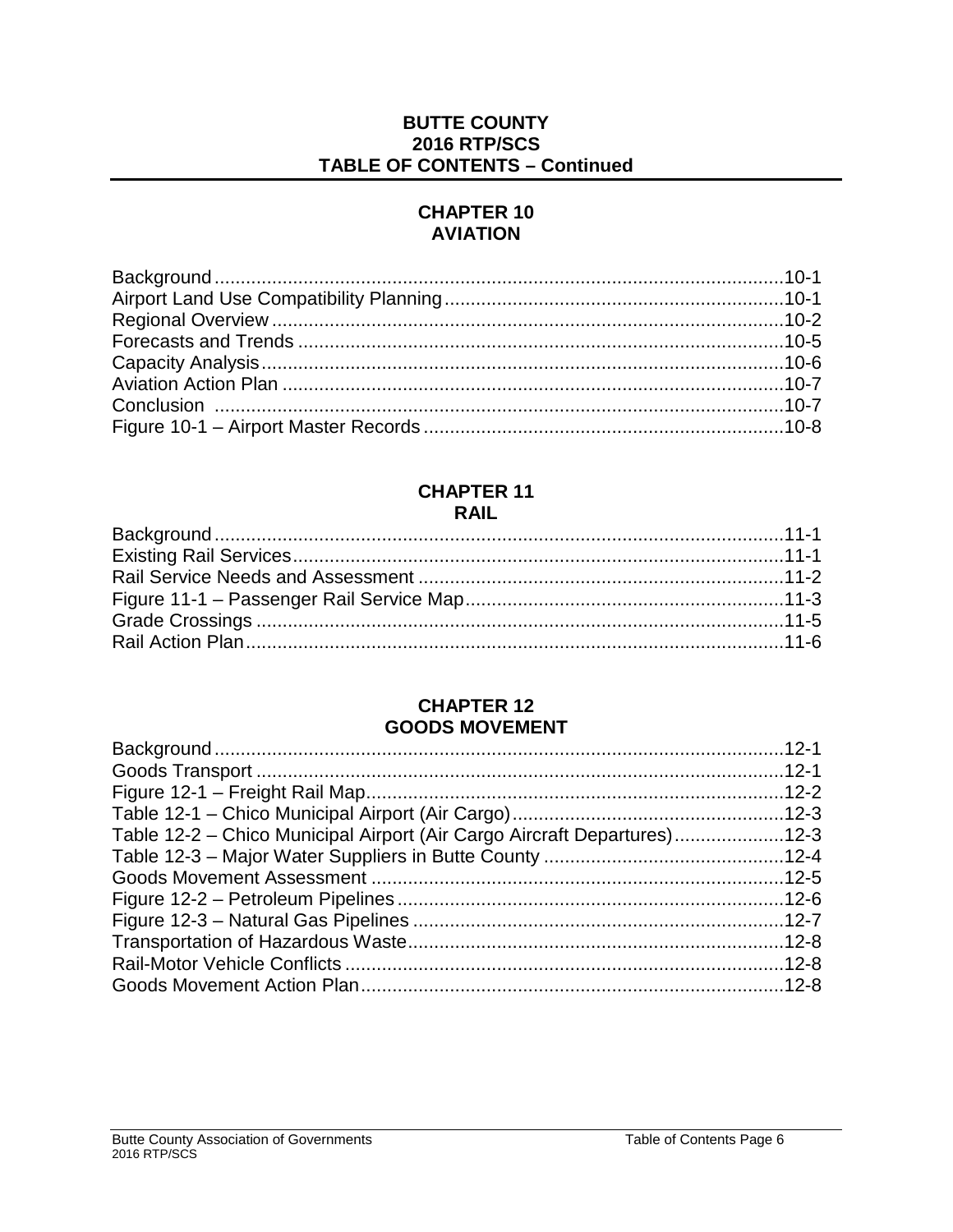# BUTTE COUNTY
# 2016 RTP/SCS
# TABLE OF CONTENTS – Continued

## CHAPTER 10
## AVIATION

| | |
|---|---|
| Background | 10-1 |
| Airport Land Use Compatibility Planning | 10-1 |
| Regional Overview | 10-2 |
| Forecasts and Trends | 10-5 |
| Capacity Analysis | 10-6 |
| Aviation Action Plan | 10-7 |
| Conclusion | 10-7 |
| Figure 10-1 – Airport Master Records | 10-8 |

## CHAPTER 11
## RAIL

| | |
|---|---|
| Background | 11-1 |
| Existing Rail Services | 11-1 |
| Rail Service Needs and Assessment | 11-2 |
| Figure 11-1 – Passenger Rail Service Map | 11-3 |
| Grade Crossings | 11-5 |
| Rail Action Plan | 11-6 |

## CHAPTER 12
## GOODS MOVEMENT

| | |
|---|---|
| Background | 12-1 |
| Goods Transport | 12-1 |
| Figure 12-1 – Freight Rail Map | 12-2 |
| Table 12-1 – Chico Municipal Airport (Air Cargo) | 12-3 |
| Table 12-2 – Chico Municipal Airport (Air Cargo Aircraft Departures) | 12-3 |
| Table 12-3 – Major Water Suppliers in Butte County | 12-4 |
| Goods Movement Assessment | 12-5 |
| Figure 12-2 – Petroleum Pipelines | 12-6 |
| Figure 12-3 – Natural Gas Pipelines | 12-7 |
| Transportation of Hazardous Waste | 12-8 |
| Rail-Motor Vehicle Conflicts | 12-8 |
| Goods Movement Action Plan | 12-8 |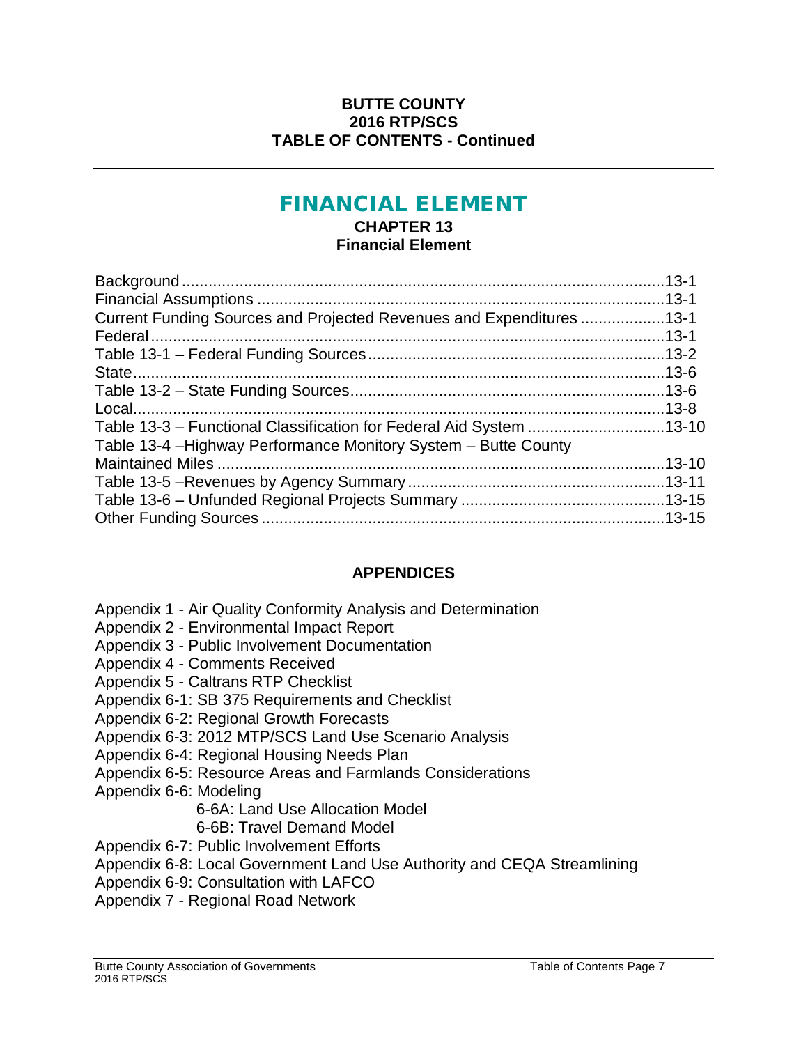**BUTTE COUNTY**
**2016 RTP/SCS**
**TABLE OF CONTENTS - Continued**

---

# FINANCIAL ELEMENT

## CHAPTER 13
## Financial Element

| | |
|---|---|
| Background | 13-1 |
| Financial Assumptions | 13-1 |
| Current Funding Sources and Projected Revenues and Expenditures | 13-1 |
| Federal | 13-1 |
| Table 13-1 – Federal Funding Sources | 13-2 |
| State | 13-6 |
| Table 13-2 – State Funding Sources | 13-6 |
| Local | 13-8 |
| Table 13-3 – Functional Classification for Federal Aid System | 13-10 |
| Table 13-4 –Highway Performance Monitory System – Butte County Maintained Miles | 13-10 |
| Table 13-5 –Revenues by Agency Summary | 13-11 |
| Table 13-6 – Unfunded Regional Projects Summary | 13-15 |
| Other Funding Sources | 13-15 |

## APPENDICES

- Appendix 1 - Air Quality Conformity Analysis and Determination
- Appendix 2 - Environmental Impact Report
- Appendix 3 - Public Involvement Documentation
- Appendix 4 - Comments Received
- Appendix 5 - Caltrans RTP Checklist
- Appendix 6-1: SB 375 Requirements and Checklist
- Appendix 6-2: Regional Growth Forecasts
- Appendix 6-3: 2012 MTP/SCS Land Use Scenario Analysis
- Appendix 6-4: Regional Housing Needs Plan
- Appendix 6-5: Resource Areas and Farmlands Considerations
- Appendix 6-6: Modeling
  - 6-6A: Land Use Allocation Model
  - 6-6B: Travel Demand Model
- Appendix 6-7: Public Involvement Efforts
- Appendix 6-8: Local Government Land Use Authority and CEQA Streamlining
- Appendix 6-9: Consultation with LAFCO
- Appendix 7 - Regional Road Network